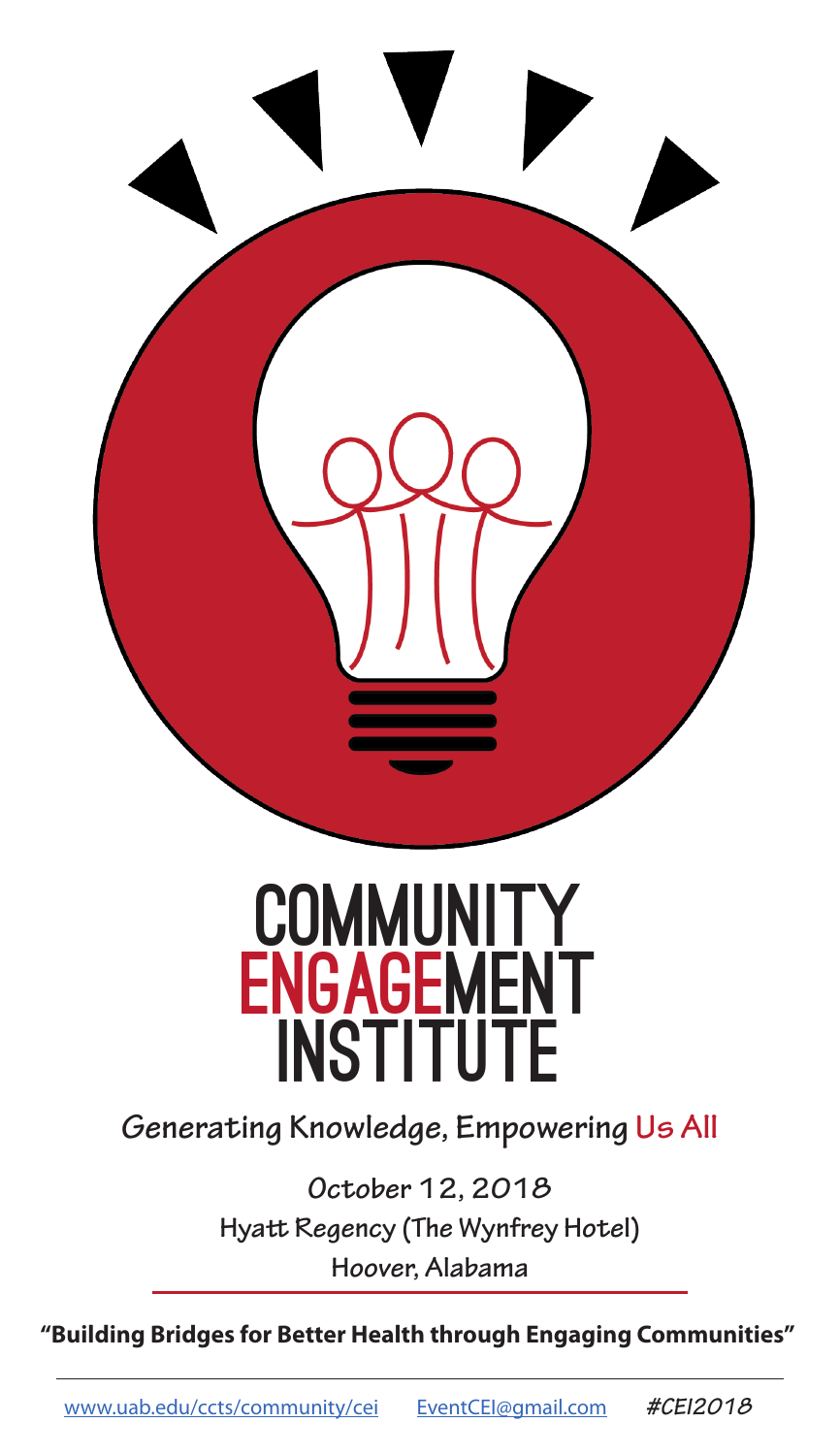# COMMUNITY ENGAGEMENT INSTITUTE

Generating Knowledge, Empowering Us All

October 12, 2018

Hyatt Regency (The Wynfrey Hotel)

Hoover, Alabama

**"Building Bridges for Better Health through Engaging Communities"**

www.uab.edu/ccts/community/cei EventCEI@gmail.com *#CEI2018*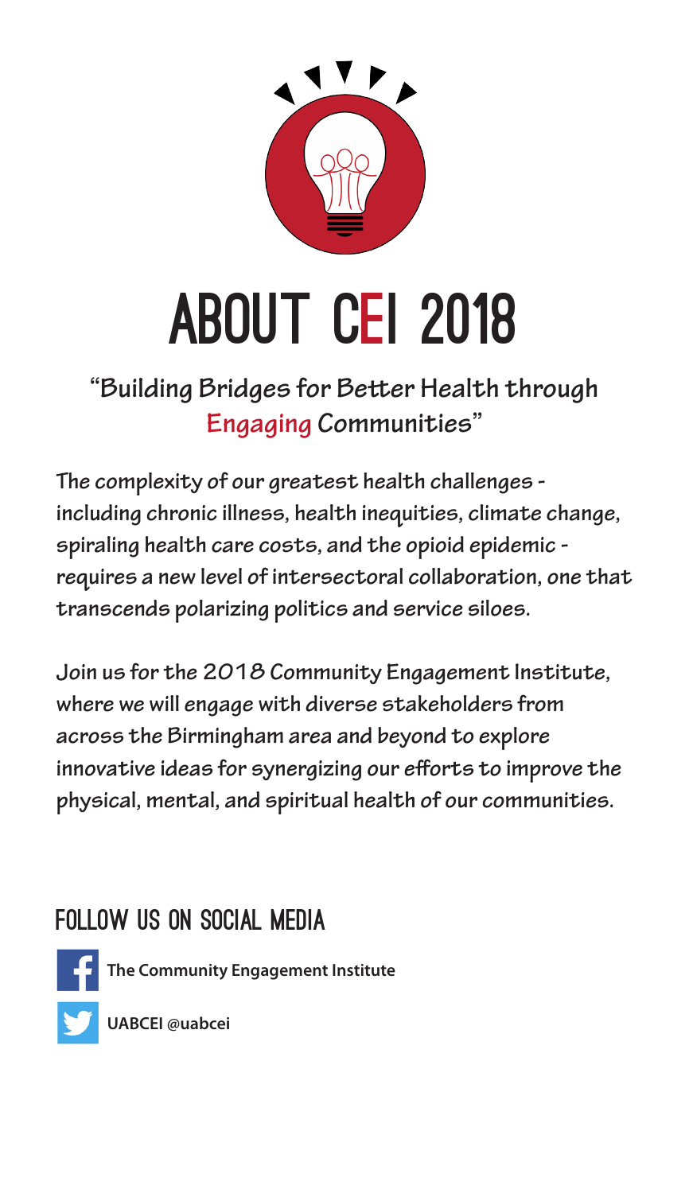# ABOUT CEI 2018

## "Building Bridges for Better Health through Engaging Communities"

The complexity of our greatest health challenges - including chronic illness, health inequities, climate change, spiraling health care costs, and the opioid epidemic - requires a new level of intersectoral collaboration, one that transcends polarizing politics and service siloes.

Join us for the 2018 Community Engagement Institute, where we will engage with diverse stakeholders from across the Birmingham area and beyond to explore innovative ideas for synergizing our efforts to improve the physical, mental, and spiritual health of our communities.

## FOLLOW US ON SOCIAL MEDIA

**The Community Engagement Institute**

**UABCEI @uabcei**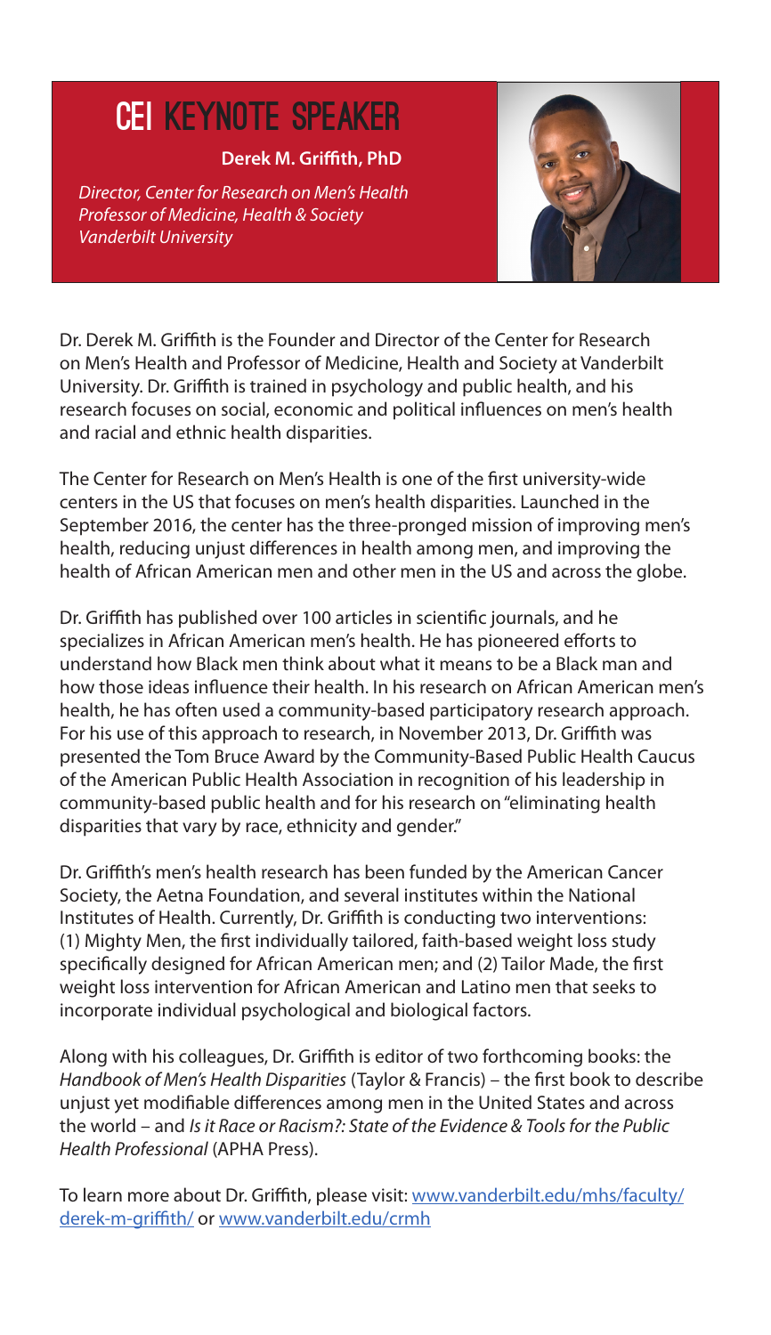# CEI KEYNOTE SPEAKER

**Derek M. Griffith, PhD**

*Director, Center for Research on Men's Health*
*Professor of Medicine, Health & Society*
*Vanderbilt University*

Dr. Derek M. Griffith is the Founder and Director of the Center for Research on Men's Health and Professor of Medicine, Health and Society at Vanderbilt University. Dr. Griffith is trained in psychology and public health, and his research focuses on social, economic and political influences on men's health and racial and ethnic health disparities.

The Center for Research on Men's Health is one of the first university-wide centers in the US that focuses on men's health disparities. Launched in the September 2016, the center has the three-pronged mission of improving men's health, reducing unjust differences in health among men, and improving the health of African American men and other men in the US and across the globe.

Dr. Griffith has published over 100 articles in scientific journals, and he specializes in African American men's health. He has pioneered efforts to understand how Black men think about what it means to be a Black man and how those ideas influence their health. In his research on African American men's health, he has often used a community-based participatory research approach. For his use of this approach to research, in November 2013, Dr. Griffith was presented the Tom Bruce Award by the Community-Based Public Health Caucus of the American Public Health Association in recognition of his leadership in community-based public health and for his research on "eliminating health disparities that vary by race, ethnicity and gender."

Dr. Griffith's men's health research has been funded by the American Cancer Society, the Aetna Foundation, and several institutes within the National Institutes of Health. Currently, Dr. Griffith is conducting two interventions: (1) Mighty Men, the first individually tailored, faith-based weight loss study specifically designed for African American men; and (2) Tailor Made, the first weight loss intervention for African American and Latino men that seeks to incorporate individual psychological and biological factors.

Along with his colleagues, Dr. Griffith is editor of two forthcoming books: the *Handbook of Men's Health Disparities* (Taylor & Francis) – the first book to describe unjust yet modifiable differences among men in the United States and across the world – and *Is it Race or Racism?: State of the Evidence & Tools for the Public Health Professional* (APHA Press).

To learn more about Dr. Griffith, please visit: [www.vanderbilt.edu/mhs/faculty/derek-m-griffith/](www.vanderbilt.edu/mhs/faculty/derek-m-griffith/) or [www.vanderbilt.edu/crmh](www.vanderbilt.edu/crmh)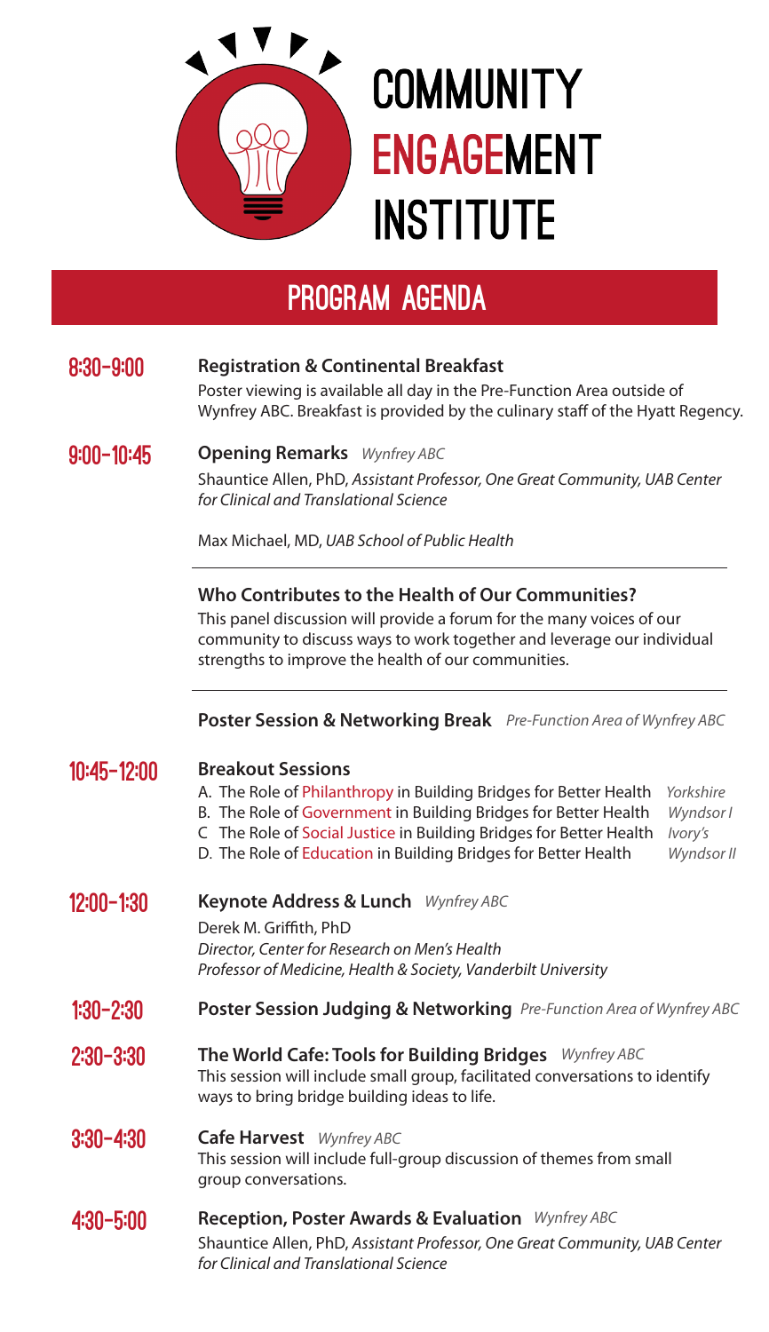# COMMUNITY ENGAGEMENT INSTITUTE

## PROGRAM AGENDA

**8:30–9:00**

**Registration & Continental Breakfast**

Poster viewing is available all day in the Pre-Function Area outside of Wynfrey ABC. Breakfast is provided by the culinary staff of the Hyatt Regency.

**9:00–10:45**

**Opening Remarks** *Wynfrey ABC*

Shauntice Allen, PhD, *Assistant Professor, One Great Community, UAB Center for Clinical and Translational Science*

Max Michael, MD, *UAB School of Public Health*

**Who Contributes to the Health of Our Communities?**

This panel discussion will provide a forum for the many voices of our community to discuss ways to work together and leverage our individual strengths to improve the health of our communities.

**Poster Session & Networking Break** *Pre-Function Area of Wynfrey ABC*

**10:45–12:00**

**Breakout Sessions**

- A. The Role of Philanthropy in Building Bridges for Better Health — *Yorkshire*
- B. The Role of Government in Building Bridges for Better Health — *Wyndsor I*
- C The Role of Social Justice in Building Bridges for Better Health — *Ivory's*
- D. The Role of Education in Building Bridges for Better Health — *Wyndsor II*

**12:00–1:30**

**Keynote Address & Lunch** *Wynfrey ABC*

Derek M. Griffith, PhD
*Director, Center for Research on Men's Health*
*Professor of Medicine, Health & Society, Vanderbilt University*

**1:30–2:30**

**Poster Session Judging & Networking** *Pre-Function Area of Wynfrey ABC*

**2:30–3:30**

**The World Cafe: Tools for Building Bridges** *Wynfrey ABC*

This session will include small group, facilitated conversations to identify ways to bring bridge building ideas to life.

**3:30–4:30**

**Cafe Harvest** *Wynfrey ABC*

This session will include full-group discussion of themes from small group conversations.

**4:30–5:00**

**Reception, Poster Awards & Evaluation** *Wynfrey ABC*

Shauntice Allen, PhD, *Assistant Professor, One Great Community, UAB Center for Clinical and Translational Science*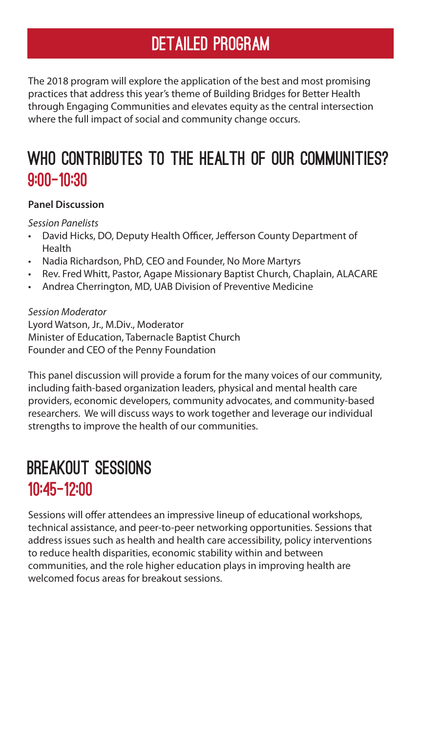# DETAILED PROGRAM

The 2018 program will explore the application of the best and most promising practices that address this year's theme of Building Bridges for Better Health through Engaging Communities and elevates equity as the central intersection where the full impact of social and community change occurs.

## WHO CONTRIBUTES TO THE HEALTH OF OUR COMMUNITIES?

## 9:00-10:30

**Panel Discussion**

*Session Panelists*

- David Hicks, DO, Deputy Health Officer, Jefferson County Department of Health
- Nadia Richardson, PhD, CEO and Founder, No More Martyrs
- Rev. Fred Whitt, Pastor, Agape Missionary Baptist Church, Chaplain, ALACARE
- Andrea Cherrington, MD, UAB Division of Preventive Medicine

*Session Moderator*

Lyord Watson, Jr., M.Div., Moderator
Minister of Education, Tabernacle Baptist Church
Founder and CEO of the Penny Foundation

This panel discussion will provide a forum for the many voices of our community, including faith-based organization leaders, physical and mental health care providers, economic developers, community advocates, and community-based researchers. We will discuss ways to work together and leverage our individual strengths to improve the health of our communities.

## BREAKOUT SESSIONS

## 10:45-12:00

Sessions will offer attendees an impressive lineup of educational workshops, technical assistance, and peer-to-peer networking opportunities. Sessions that address issues such as health and health care accessibility, policy interventions to reduce health disparities, economic stability within and between communities, and the role higher education plays in improving health are welcomed focus areas for breakout sessions.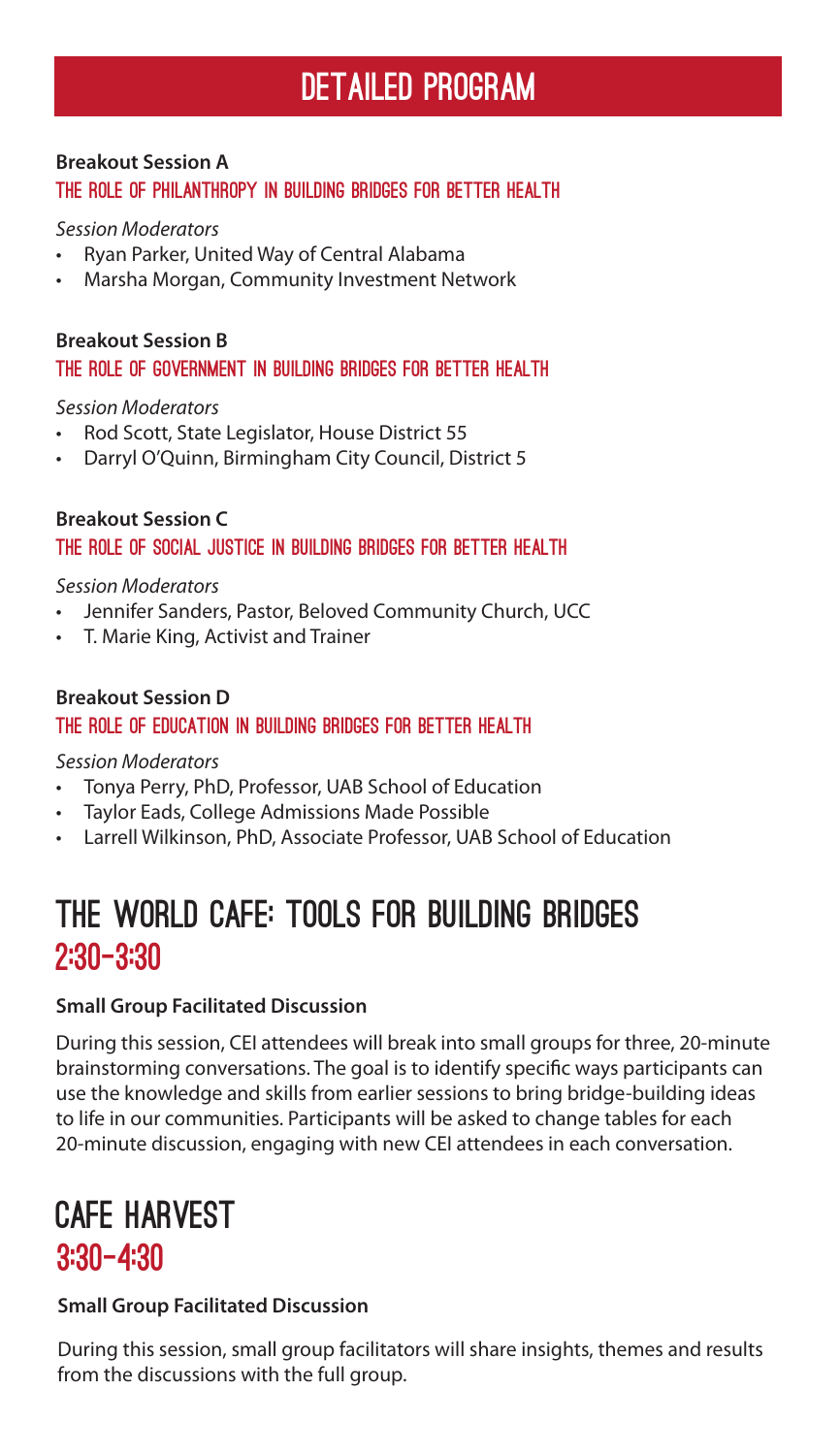# DETAILED PROGRAM

**Breakout Session A**

### THE ROLE OF PHILANTHROPY IN BUILDING BRIDGES FOR BETTER HEALTH

*Session Moderators*

- Ryan Parker, United Way of Central Alabama
- Marsha Morgan, Community Investment Network

**Breakout Session B**

### THE ROLE OF GOVERNMENT IN BUILDING BRIDGES FOR BETTER HEALTH

*Session Moderators*

- Rod Scott, State Legislator, House District 55
- Darryl O'Quinn, Birmingham City Council, District 5

**Breakout Session C**

### THE ROLE OF SOCIAL JUSTICE IN BUILDING BRIDGES FOR BETTER HEALTH

*Session Moderators*

- Jennifer Sanders, Pastor, Beloved Community Church, UCC
- T. Marie King, Activist and Trainer

**Breakout Session D**

### THE ROLE OF EDUCATION IN BUILDING BRIDGES FOR BETTER HEALTH

*Session Moderators*

- Tonya Perry, PhD, Professor, UAB School of Education
- Taylor Eads, College Admissions Made Possible
- Larrell Wilkinson, PhD, Associate Professor, UAB School of Education

## THE WORLD CAFE: TOOLS FOR BUILDING BRIDGES 2:30–3:30

**Small Group Facilitated Discussion**

During this session, CEI attendees will break into small groups for three, 20-minute brainstorming conversations. The goal is to identify specific ways participants can use the knowledge and skills from earlier sessions to bring bridge-building ideas to life in our communities. Participants will be asked to change tables for each 20-minute discussion, engaging with new CEI attendees in each conversation.

## CAFE HARVEST 3:30–4:30

**Small Group Facilitated Discussion**

During this session, small group facilitators will share insights, themes and results from the discussions with the full group.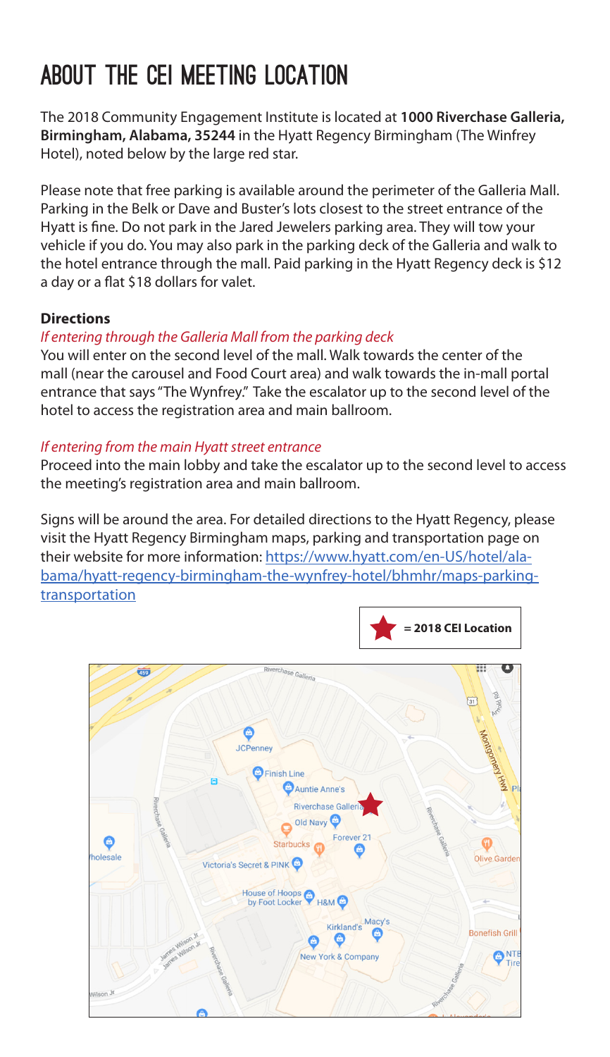# ABOUT THE CEI MEETING LOCATION

The 2018 Community Engagement Institute is located at **1000 Riverchase Galleria, Birmingham, Alabama, 35244** in the Hyatt Regency Birmingham (The Winfrey Hotel), noted below by the large red star.

Please note that free parking is available around the perimeter of the Galleria Mall. Parking in the Belk or Dave and Buster's lots closest to the street entrance of the Hyatt is fine. Do not park in the Jared Jewelers parking area. They will tow your vehicle if you do. You may also park in the parking deck of the Galleria and walk to the hotel entrance through the mall. Paid parking in the Hyatt Regency deck is $12 a day or a flat $18 dollars for valet.

**Directions**

*If entering through the Galleria Mall from the parking deck*

You will enter on the second level of the mall. Walk towards the center of the mall (near the carousel and Food Court area) and walk towards the in-mall portal entrance that says "The Wynfrey." Take the escalator up to the second level of the hotel to access the registration area and main ballroom.

*If entering from the main Hyatt street entrance*

Proceed into the main lobby and take the escalator up to the second level to access the meeting's registration area and main ballroom.

Signs will be around the area. For detailed directions to the Hyatt Regency, please visit the Hyatt Regency Birmingham maps, parking and transportation page on their website for more information: https://www.hyatt.com/en-US/hotel/alabama/hyatt-regency-birmingham-the-wynfrey-hotel/bhmhr/maps-parking-transportation

★ = 2018 CEI Location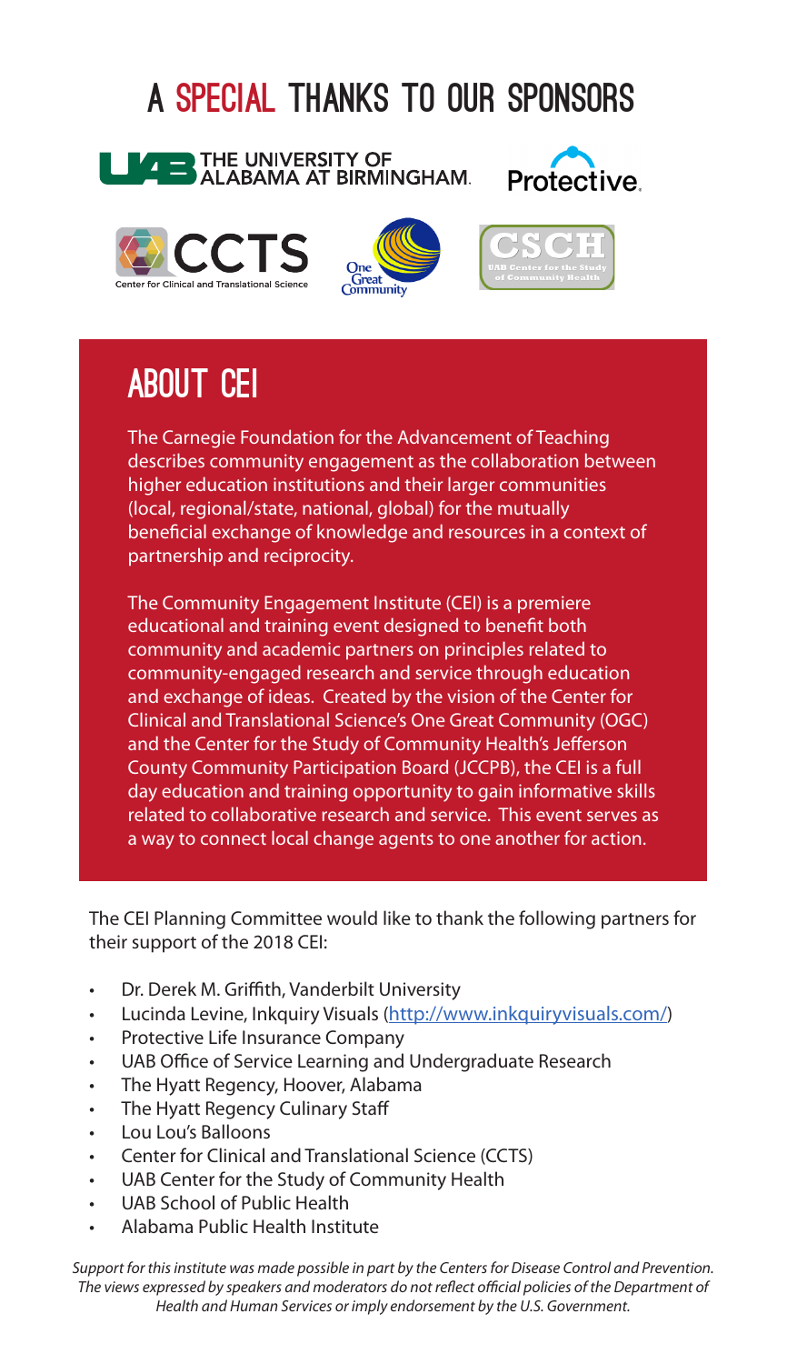# A SPECIAL THANKS TO OUR SPONSORS

## ABOUT CEI

The Carnegie Foundation for the Advancement of Teaching describes community engagement as the collaboration between higher education institutions and their larger communities (local, regional/state, national, global) for the mutually beneficial exchange of knowledge and resources in a context of partnership and reciprocity.

The Community Engagement Institute (CEI) is a premiere educational and training event designed to benefit both community and academic partners on principles related to community-engaged research and service through education and exchange of ideas. Created by the vision of the Center for Clinical and Translational Science's One Great Community (OGC) and the Center for the Study of Community Health's Jefferson County Community Participation Board (JCCPB), the CEI is a full day education and training opportunity to gain informative skills related to collaborative research and service. This event serves as a way to connect local change agents to one another for action.

The CEI Planning Committee would like to thank the following partners for their support of the 2018 CEI:

- Dr. Derek M. Griffith, Vanderbilt University
- Lucinda Levine, Inkquiry Visuals (http://www.inkquiryvisuals.com/)
- Protective Life Insurance Company
- UAB Office of Service Learning and Undergraduate Research
- The Hyatt Regency, Hoover, Alabama
- The Hyatt Regency Culinary Staff
- Lou Lou's Balloons
- Center for Clinical and Translational Science (CCTS)
- UAB Center for the Study of Community Health
- UAB School of Public Health
- Alabama Public Health Institute

*Support for this institute was made possible in part by the Centers for Disease Control and Prevention. The views expressed by speakers and moderators do not reflect official policies of the Department of Health and Human Services or imply endorsement by the U.S. Government.*